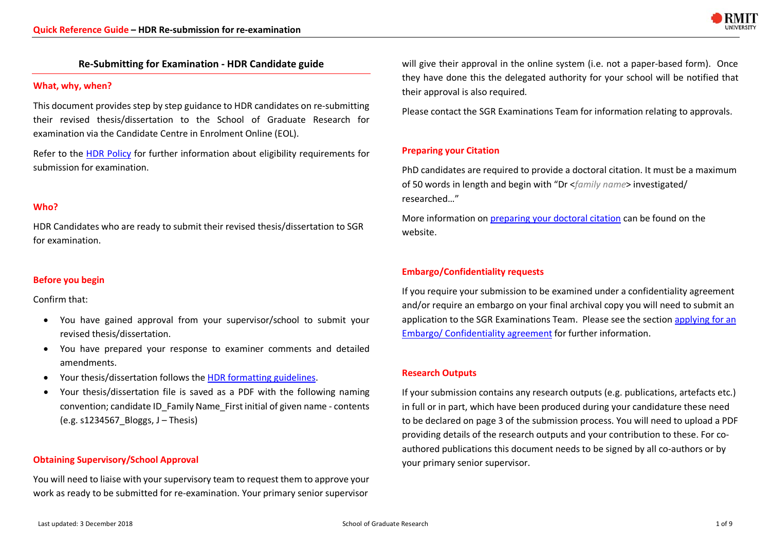## Re-Submitting for Examination - HDR Candidate guide

### What, why, when?

This document provides step by step guidance to HDR candidates on re-submitting their revised thesis/dissertation to the School of Graduate Research for examination via the Candidate Centre in Enrolment Online (EOL).

Refer to the HDR Policy for further information about eligibility requirements for submission for examination.

### Who?

HDR Candidates who are ready to submit their revised thesis/dissertation to SGR for examination.

### Before you begin

Confirm that:

- You have gained approval from your supervisor/school to submit your revised thesis/dissertation.
- You have prepared your response to examiner comments and detailed amendments.
- Your thesis/dissertation follows the HDR formatting guidelines.
- Your thesis/dissertation file is saved as a PDF with the following naming convention; candidate ID_Family Name_First initial of given name - contents (e.g. s1234567_Bloggs, J – Thesis)

### Obtaining Supervisory/School Approval

You will need to liaise with your supervisory team to request them to approve your work as ready to be submitted for re-examination. Your primary senior supervisor will give their approval in the online system (i.e. not a paper-based form). Once they have done this the delegated authority for your school will be notified that their approval is also required.

Please contact the SGR Examinations Team for information relating to approvals.

### Preparing your Citation

PhD candidates are required to provide a doctoral citation. It must be a maximum of 50 words in length and begin with "Dr <*family name*> investigated/ researched…"

More information on preparing your doctoral citation can be found on the website.

### Embargo/Confidentiality requests

If you require your submission to be examined under a confidentiality agreement and/or require an embargo on your final archival copy you will need to submit an application to the SGR Examinations Team. Please see the section applying for an Embargo/ Confidentiality agreement for further information.

### Research Outputs

If your submission contains any research outputs (e.g. publications, artefacts etc.) in full or in part, which have been produced during your candidature these need to be declared on page 3 of the submission process. You will need to upload a PDF providing details of the research outputs and your contribution to these. For co-authored publications this document needs to be signed by all co-authors or by your primary senior supervisor.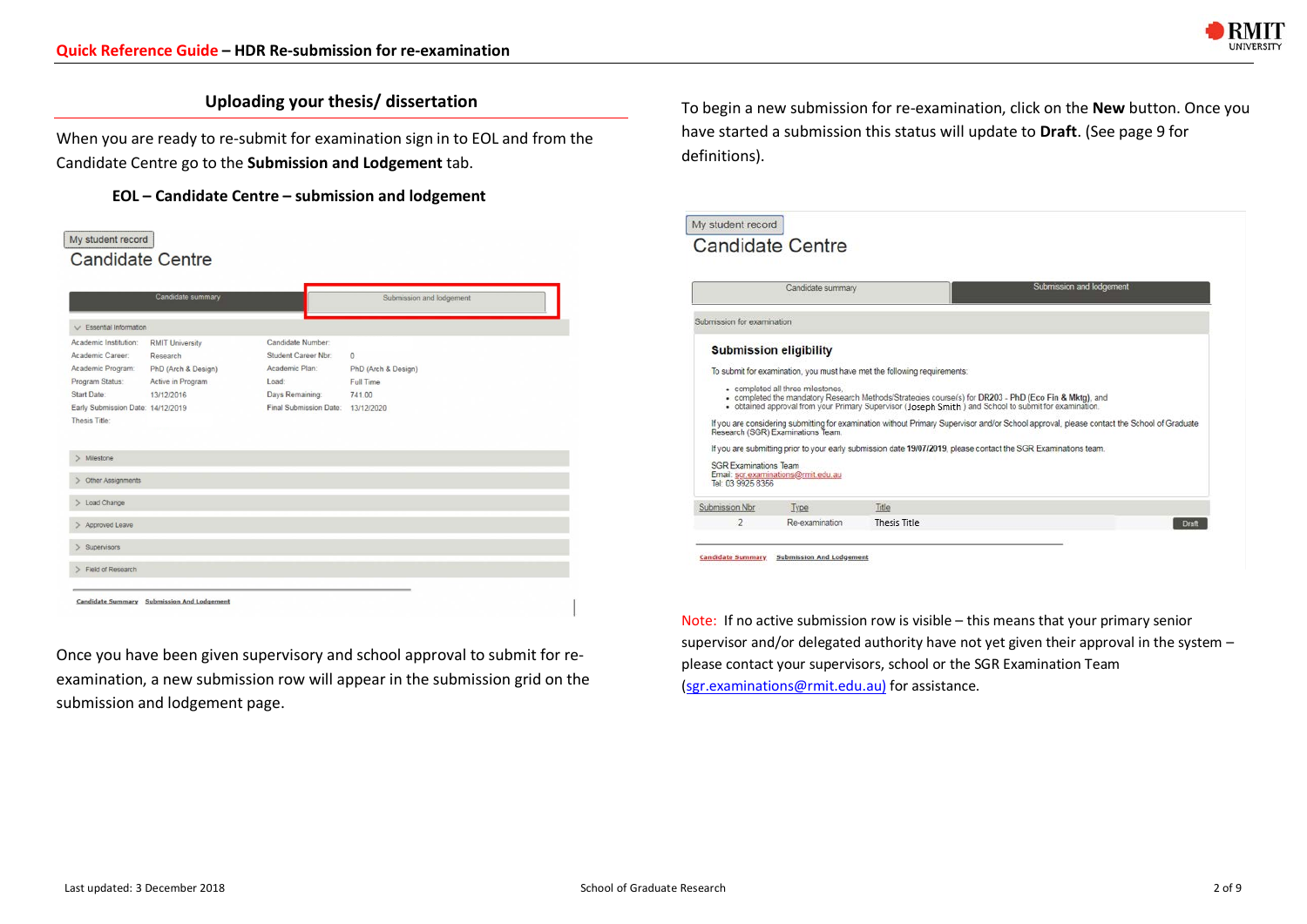## Uploading your thesis/ dissertation

When you are ready to re-submit for examination sign in to EOL and from the Candidate Centre go to the **Submission and Lodgement** tab.

**EOL – Candidate Centre – submission and lodgement**

Once you have been given supervisory and school approval to submit for re-examination, a new submission row will appear in the submission grid on the submission and lodgement page.

To begin a new submission for re-examination, click on the **New** button. Once you have started a submission this status will update to **Draft**. (See page 9 for definitions).

Note: If no active submission row is visible – this means that your primary senior supervisor and/or delegated authority have not yet given their approval in the system – please contact your supervisors, school or the SGR Examination Team (sgr.examinations@rmit.edu.au) for assistance.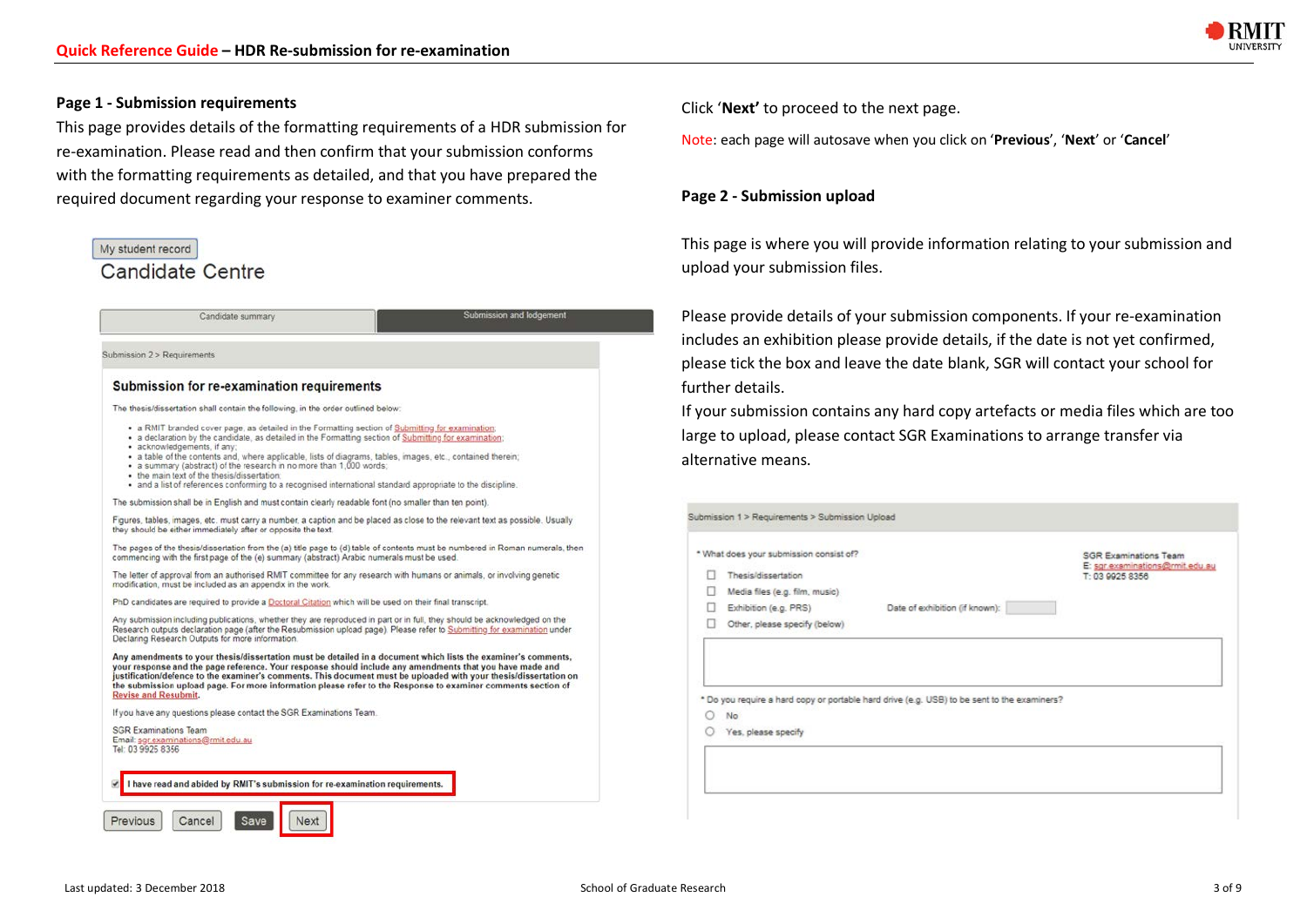## Page 1 - Submission requirements

This page provides details of the formatting requirements of a HDR submission for re-examination. Please read and then confirm that your submission conforms with the formatting requirements as detailed, and that you have prepared the required document regarding your response to examiner comments.

My student record

Candidate Centre

Candidate summary | Submission and lodgement

Submission 2 > Requirements

### Submission for re-examination requirements

The thesis/dissertation shall contain the following, in the order outlined below:

- a RMIT branded cover page, as detailed in the Formatting section of Submitting for examination;
- a declaration by the candidate, as detailed in the Formatting section of Submitting for examination;
- acknowledgements, if any;
- a table of the contents and, where applicable, lists of diagrams, tables, images, etc., contained therein;
- a summary (abstract) of the research in no more than 1,000 words;
- the main text of the thesis/dissertation;
- and a list of references conforming to a recognised international standard appropriate to the discipline.

The submission shall be in English and must contain clearly readable font (no smaller than ten point).

Figures, tables, images, etc. must carry a number, a caption and be placed as close to the relevant text as possible. Usually they should be either immediately after or opposite the text.

The pages of the thesis/dissertation from the (a) title page to (d) table of contents must be numbered in Roman numerals, then commencing with the first page of the (e) summary (abstract) Arabic numerals must be used.

The letter of approval from an authorised RMIT committee for any research with humans or animals, or involving genetic modification, must be included as an appendix in the work.

PhD candidates are required to provide a Doctoral Citation which will be used on their final transcript.

Any submission including publications, whether they are reproduced in part or in full, they should be acknowledged on the Research outputs declaration page (after the Resubmission upload page). Please refer to Submitting for examination under Declaring Research Outputs for more information.

**Any amendments to your thesis/dissertation must be detailed in a document which lists the examiner's comments, your response and the page reference. Your response should include any amendments that you have made and justification/defence to the examiner's comments. This document must be uploaded with your thesis/dissertation on the submission upload page. For more information please refer to the Response to examiner comments section of Revise and Resubmit.**

If you have any questions please contact the SGR Examinations Team.

SGR Examinations Team
Email: sgr.examinations@rmit.edu.au
Tel: 03 9925 8356

☑ I have read and abided by RMIT's submission for re-examination requirements.

Previous | Cancel | Save | Next

Click '**Next'** to proceed to the next page.

Note: each page will autosave when you click on '**Previous**', '**Next**' or '**Cancel**'

## Page 2 - Submission upload

This page is where you will provide information relating to your submission and upload your submission files.

Please provide details of your submission components. If your re-examination includes an exhibition please provide details, if the date is not yet confirmed, please tick the box and leave the date blank, SGR will contact your school for further details.

If your submission contains any hard copy artefacts or media files which are too large to upload, please contact SGR Examinations to arrange transfer via alternative means.

Submission 1 > Requirements > Submission Upload

\* What does your submission consist of?

- ☐ Thesis/dissertation
- ☐ Media files (e.g. film, music)
- ☐ Exhibition (e.g. PRS) — Date of exhibition (if known):
- ☐ Other, please specify (below)

SGR Examinations Team
E: sgr.examinations@rmit.edu.au
T: 03 9925 8356

\* Do you require a hard copy or portable hard drive (e.g. USB) to be sent to the examiners?

- ○ No
- ○ Yes, please specify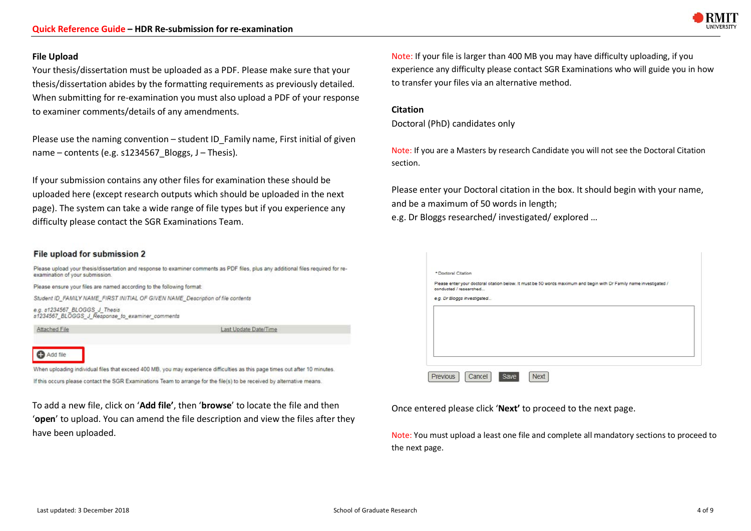## File Upload

Your thesis/dissertation must be uploaded as a PDF. Please make sure that your thesis/dissertation abides by the formatting requirements as previously detailed. When submitting for re-examination you must also upload a PDF of your response to examiner comments/details of any amendments.

Please use the naming convention – student ID_Family name, First initial of given name – contents (e.g. s1234567_Bloggs, J – Thesis).

If your submission contains any other files for examination these should be uploaded here (except research outputs which should be uploaded in the next page). The system can take a wide range of file types but if you experience any difficulty please contact the SGR Examinations Team.

**File upload for submission 2**

Please upload your thesis/dissertation and response to examiner comments as PDF files, plus any additional files required for re-examination of your submission.

Please ensure your files are named according to the following format:

*Student ID_FAMILY NAME_FIRST INITIAL OF GIVEN NAME_Description of file contents*

*e.g. s1234567_BLOGGS_J_Thesis*
*s1234567_BLOGGS_J_Response_to_examiner_comments*

| Attached File | Last Update Date/Time |
|---|---|

Add file

When uploading individual files that exceed 400 MB, you may experience difficulties as this page times out after 10 minutes.

If this occurs please contact the SGR Examinations Team to arrange for the file(s) to be received by alternative means.

To add a new file, click on '**Add file'**, then '**browse**' to locate the file and then '**open**' to upload. You can amend the file description and view the files after they have been uploaded.

Note: If your file is larger than 400 MB you may have difficulty uploading, if you experience any difficulty please contact SGR Examinations who will guide you in how to transfer your files via an alternative method.

## Citation

Doctoral (PhD) candidates only

Note: If you are a Masters by research Candidate you will not see the Doctoral Citation section.

Please enter your Doctoral citation in the box. It should begin with your name, and be a maximum of 50 words in length;
e.g. Dr Bloggs researched/ investigated/ explored …

*Doctoral Citation

Please enter your doctoral citation below. It must be 50 words maximum and begin with Dr Family name investigated / conducted / researched...

e.g. Dr Bloggs investigated...

Previous | Cancel | Save | Next

Once entered please click '**Next'** to proceed to the next page.

Note: You must upload a least one file and complete all mandatory sections to proceed to the next page.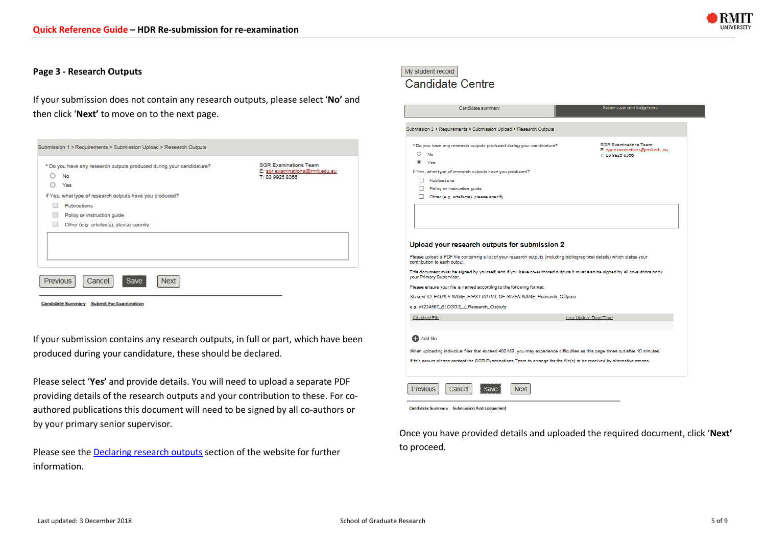## Page 3 - Research Outputs

If your submission does not contain any research outputs, please select '**No**' and then click '**Next**' to move on to the next page.

Submission 1 > Requirements > Submission Upload > Research Outputs

\* Do you have any research outputs produced during your candidature?

- No
- Yes

If Yes, what type of research outputs have you produced?

- Publications
- Policy or instruction guide
- Other (e.g. artefacts), please specify

SGR Examinations Team
E: sgr.examinations@rmit.edu.au
T: 03 9925 8356

Previous | Cancel | Save | Next

Candidate Summary | Submit For Examination

If your submission contains any research outputs, in full or part, which have been produced during your candidature, these should be declared.

Please select '**Yes**' and provide details. You will need to upload a separate PDF providing details of the research outputs and your contribution to these. For co-authored publications this document will need to be signed by all co-authors or by your primary senior supervisor.

Please see the [Declaring research outputs] section of the website for further information.

My student record

Candidate Centre

Candidate summary | Submission and lodgement

Submission 2 > Requirements > Submission Upload > Research Outputs

\* Do you have any research outputs produced during your candidature?

- No
- Yes

If Yes, what type of research outputs have you produced?

- Publications
- Policy or instruction guide
- Other (e.g. artefacts), please specify

SGR Examinations Team
E: sgr.examinations@rmit.edu.au
T: 03 9925 8356

**Upload your research outputs for submission 2**

Please upload a PDF file containing a list of your research outputs (including bibliographical details) which states your contribution to each output.

This document must be signed by yourself, and if you have co-authored outputs it must also be signed by all co-authors or by your Primary Supervisor.

Please ensure your file is named according to the following format:

*Student ID_FAMILY NAME_FIRST INITIAL OF GIVEN NAME_Research_Outputs*

*e.g. s1234567_BLOGGS_J_Research_Outputs*

| Attached File | Last Update Date/Time |
|---|---|

Add file

When uploading individual files that exceed 400 MB, you may experience difficulties as this page times out after 10 minutes.

If this occurs please contact the SGR Examinations Team to arrange for the file(s) to be received by alternative means.

Previous | Cancel | Save | Next

Candidate Summary | Submission And Lodgement

Once you have provided details and uploaded the required document, click '**Next'** to proceed.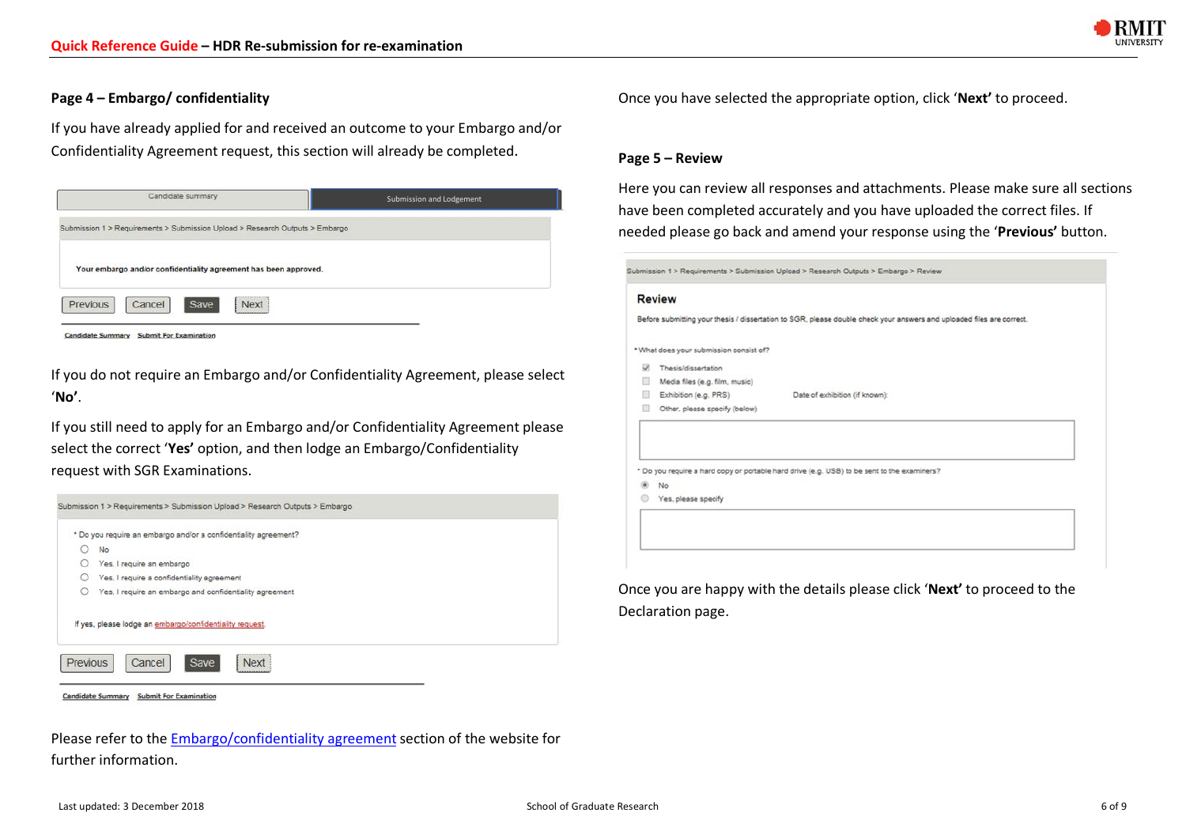### Page 4 – Embargo/ confidentiality

If you have already applied for and received an outcome to your Embargo and/or Confidentiality Agreement request, this section will already be completed.

If you do not require an Embargo and/or Confidentiality Agreement, please select '**No'**.

If you still need to apply for an Embargo and/or Confidentiality Agreement please select the correct '**Yes'** option, and then lodge an Embargo/Confidentiality request with SGR Examinations.

Please refer to the Embargo/confidentiality agreement section of the website for further information.

Once you have selected the appropriate option, click '**Next'** to proceed.

### Page 5 – Review

Here you can review all responses and attachments. Please make sure all sections have been completed accurately and you have uploaded the correct files. If needed please go back and amend your response using the '**Previous'** button.

Once you are happy with the details please click '**Next'** to proceed to the Declaration page.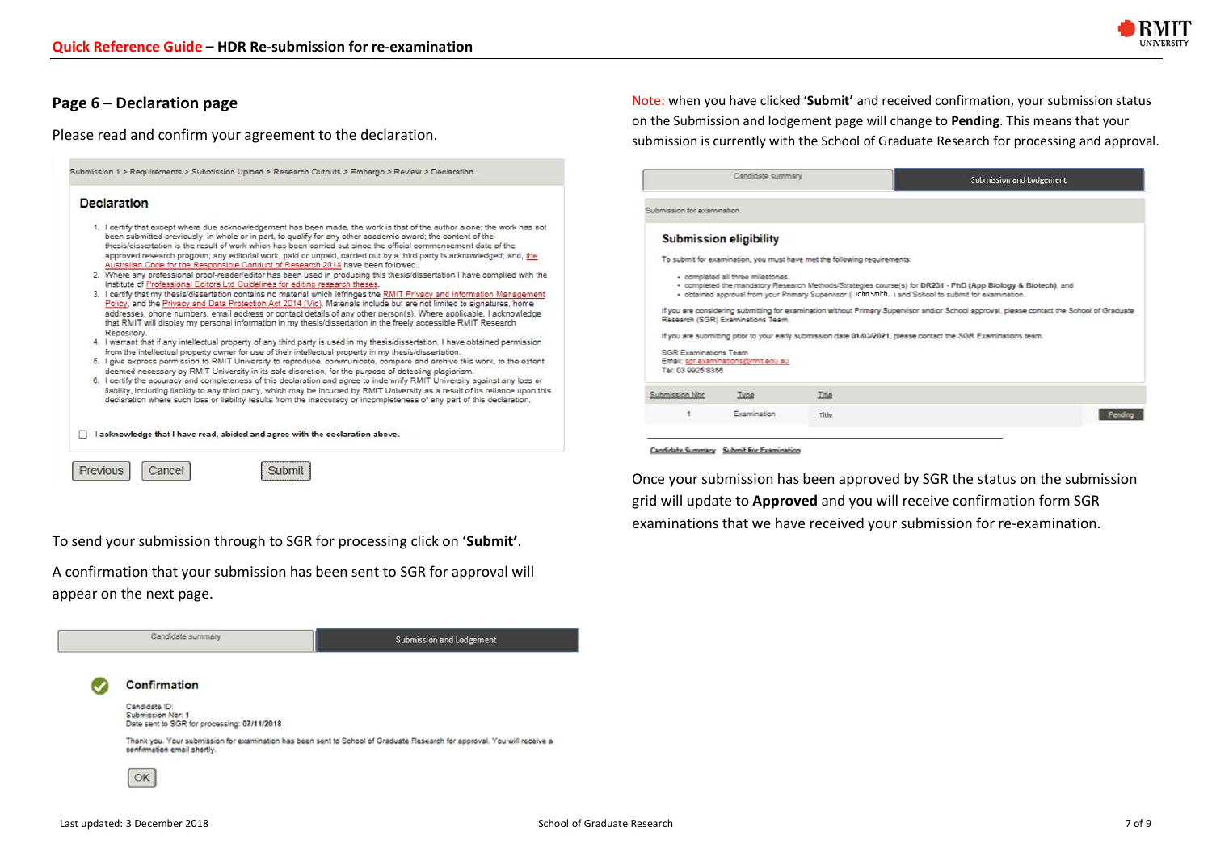## Page 6 – Declaration page

Please read and confirm your agreement to the declaration.

Submission 1 > Requirements > Submission Upload > Research Outputs > Embargo > Review > Declaration

### Declaration

1. I certify that except where due acknowledgement has been made, the work is that of the author alone; the work has not been submitted previously, in whole or in part, to qualify for any other academic award; the content of the thesis/dissertation is the result of work which has been carried out since the official commencement date of the approved research program; any editorial work, paid or unpaid, carried out by a third party is acknowledged; and, the Australian Code for the Responsible Conduct of Research 2018 have been followed.
2. Where any professional proof-reader/editor has been used in producing this thesis/dissertation I have complied with the Institute of Professional Editors Ltd Guidelines for editing research theses.
3. I certify that my thesis/dissertation contains no material which infringes the RMIT Privacy and Information Management Policy, and the Privacy and Data Protection Act 2014 (Vic). Materials include but are not limited to signatures, home addresses, phone numbers, email address or contact details of any other person(s). Where applicable, I acknowledge that RMIT will display my personal information in my thesis/dissertation in the freely accessible RMIT Research Repository.
4. I warrant that if any intellectual property of any third party is used in my thesis/dissertation, I have obtained permission from the intellectual property owner for use of their intellectual property in my thesis/dissertation.
5. I give express permission to RMIT University to reproduce, communicate, compare and archive this work, to the extent deemed necessary by RMIT University in its sole discretion, for the purpose of detecting plagiarism.
6. I certify the accuracy and completeness of this declaration and agree to indemnify RMIT University against any loss or liability, including liability to any third party, which may be incurred by RMIT University as a result of its reliance upon this declaration where such loss or liability results from the inaccuracy or incompleteness of any part of this declaration.

☐ I acknowledge that I have read, abided and agree with the declaration above.

Previous | Cancel | Submit

To send your submission through to SGR for processing click on '**Submit**'.

A confirmation that your submission has been sent to SGR for approval will appear on the next page.

Candidate summary | Submission and Lodgement

**Confirmation**

Candidate ID:
Submission Nbr: 1
Date sent to SGR for processing: 07/11/2018

Thank you. Your submission for examination has been sent to School of Graduate Research for approval. You will receive a confirmation email shortly.

OK

Note: when you have clicked '**Submit'** and received confirmation, your submission status on the Submission and lodgement page will change to **Pending**. This means that your submission is currently with the School of Graduate Research for processing and approval.

Candidate summary | Submission and Lodgement

Submission for examination

**Submission eligibility**

To submit for examination, you must have met the following requirements:

- completed all three milestones,
- completed the mandatory Research Methods/Strategies course(s) for **DR231 - PhD (App Biology & Biotech)**, and
- obtained approval from your Primary Supervisor ( John Smith ) and School to submit for examination.

If you are considering submitting for examination without Primary Supervisor and/or School approval, please contact the School of Graduate Research (SGR) Examinations Team.

If you are submitting prior to your early submission date **01/03/2021**, please contact the SGR Examinations team.

SGR Examinations Team
Email: sgr.examinations@rmit.edu.au
Tel: 03 9925 8356

| Submission Nbr | Type | Title | |
|---|---|---|---|
| 1 | Examination | Title | Pending |

Candidate Summary  Submit For Examination

Once your submission has been approved by SGR the status on the submission grid will update to **Approved** and you will receive confirmation form SGR examinations that we have received your submission for re-examination.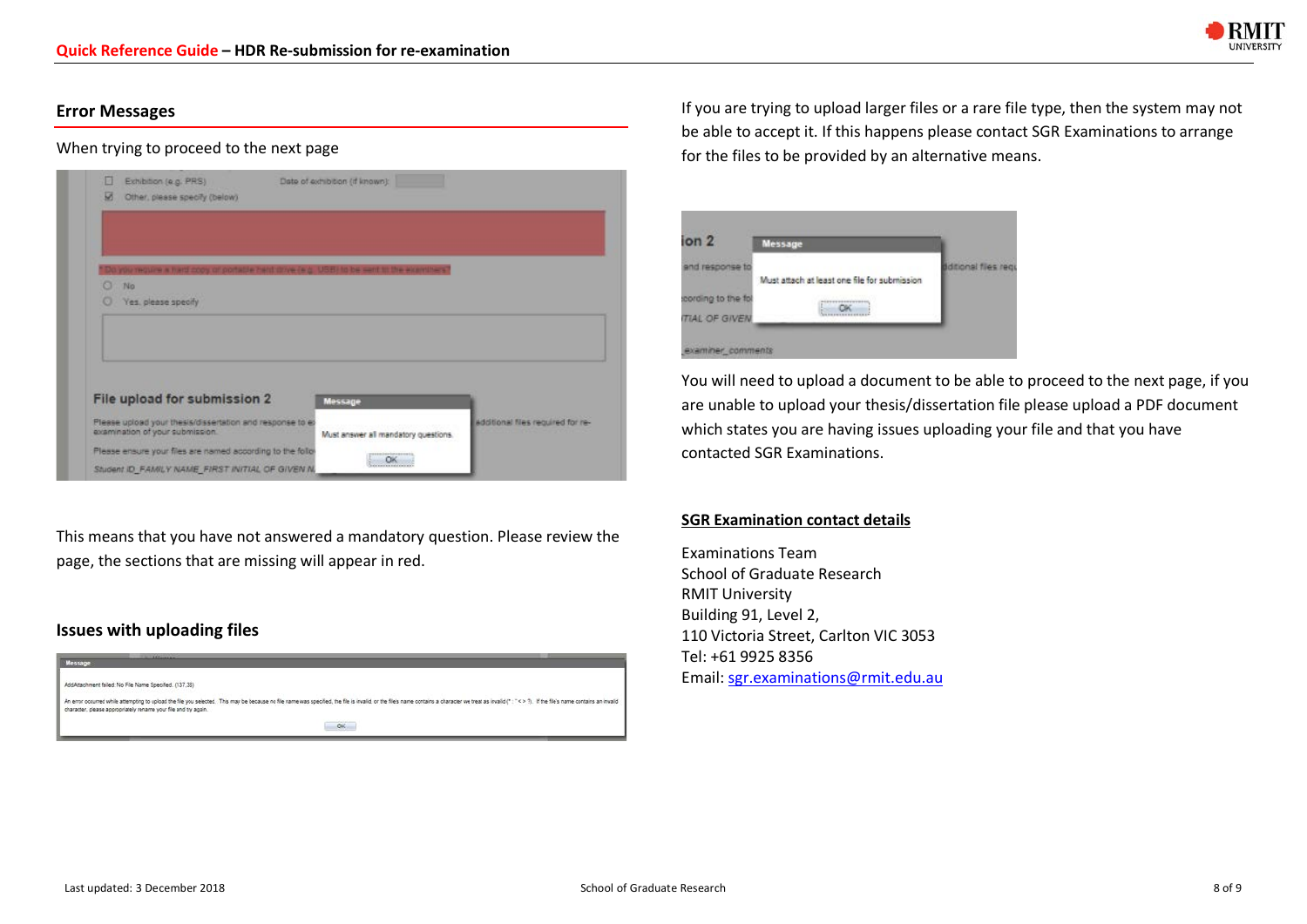## Error Messages

When trying to proceed to the next page

This means that you have not answered a mandatory question. Please review the page, the sections that are missing will appear in red.

## Issues with uploading files

If you are trying to upload larger files or a rare file type, then the system may not be able to accept it. If this happens please contact SGR Examinations to arrange for the files to be provided by an alternative means.

You will need to upload a document to be able to proceed to the next page, if you are unable to upload your thesis/dissertation file please upload a PDF document which states you are having issues uploading your file and that you have contacted SGR Examinations.

**SGR Examination contact details**

Examinations Team
School of Graduate Research
RMIT University
Building 91, Level 2,
110 Victoria Street, Carlton VIC 3053
Tel: +61 9925 8356
Email: sgr.examinations@rmit.edu.au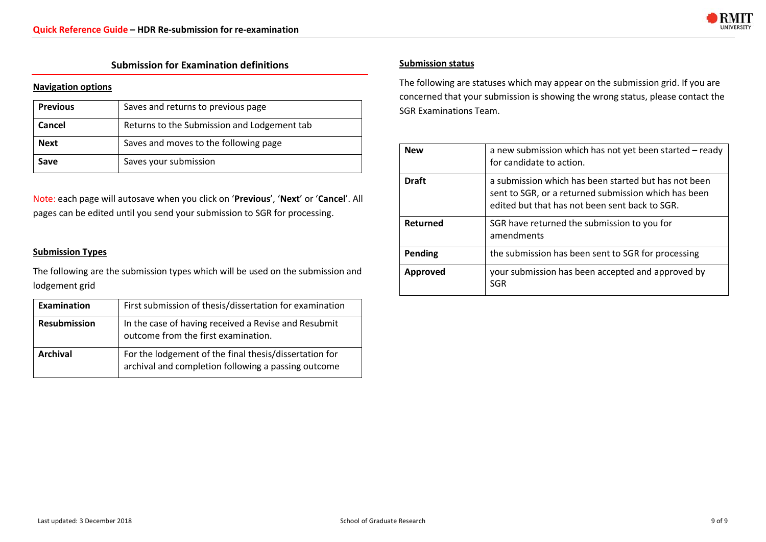## Submission for Examination definitions

### Navigation options

| | |
|---|---|
| **Previous** | Saves and returns to previous page |
| **Cancel** | Returns to the Submission and Lodgement tab |
| **Next** | Saves and moves to the following page |
| **Save** | Saves your submission |

Note: each page will autosave when you click on '**Previous**', '**Next**' or '**Cancel**'. All pages can be edited until you send your submission to SGR for processing.

### Submission Types

The following are the submission types which will be used on the submission and lodgement grid

| | |
|---|---|
| **Examination** | First submission of thesis/dissertation for examination |
| **Resubmission** | In the case of having received a Revise and Resubmit outcome from the first examination. |
| **Archival** | For the lodgement of the final thesis/dissertation for archival and completion following a passing outcome |

### Submission status

The following are statuses which may appear on the submission grid. If you are concerned that your submission is showing the wrong status, please contact the SGR Examinations Team.

| | |
|---|---|
| **New** | a new submission which has not yet been started – ready for candidate to action. |
| **Draft** | a submission which has been started but has not been sent to SGR, or a returned submission which has been edited but that has not been sent back to SGR. |
| **Returned** | SGR have returned the submission to you for amendments |
| **Pending** | the submission has been sent to SGR for processing |
| **Approved** | your submission has been accepted and approved by SGR |